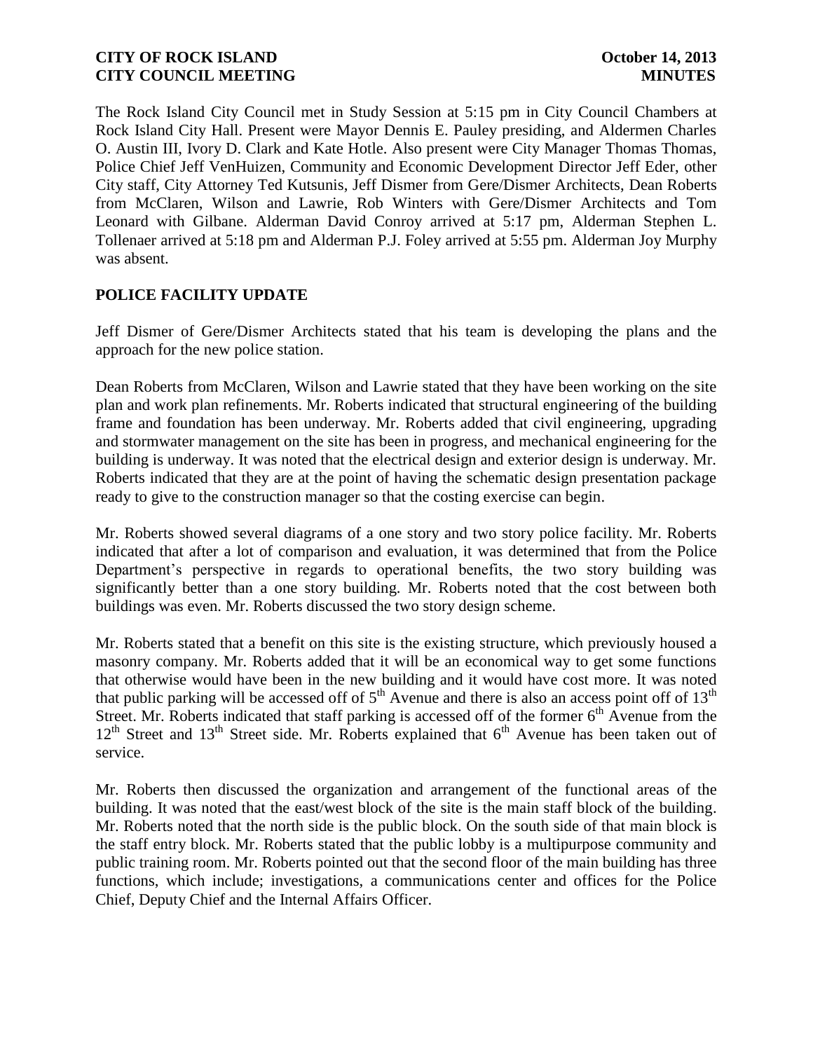The Rock Island City Council met in Study Session at 5:15 pm in City Council Chambers at Rock Island City Hall. Present were Mayor Dennis E. Pauley presiding, and Aldermen Charles O. Austin III, Ivory D. Clark and Kate Hotle. Also present were City Manager Thomas Thomas, Police Chief Jeff VenHuizen, Community and Economic Development Director Jeff Eder, other City staff, City Attorney Ted Kutsunis, Jeff Dismer from Gere/Dismer Architects, Dean Roberts from McClaren, Wilson and Lawrie, Rob Winters with Gere/Dismer Architects and Tom Leonard with Gilbane. Alderman David Conroy arrived at 5:17 pm, Alderman Stephen L. Tollenaer arrived at 5:18 pm and Alderman P.J. Foley arrived at 5:55 pm. Alderman Joy Murphy was absent.

## POLICE FACILITY UPDATE

Jeff Dismer of Gere/Dismer Architects stated that his team is developing the plans and the approach for the new police station.

Dean Roberts from McClaren, Wilson and Lawrie stated that they have been working on the site plan and work plan refinements. Mr. Roberts indicated that structural engineering of the building frame and foundation has been underway. Mr. Roberts added that civil engineering, upgrading and stormwater management on the site has been in progress, and mechanical engineering for the building is underway. It was noted that the electrical design and exterior design is underway. Mr. Roberts indicated that they are at the point of having the schematic design presentation package ready to give to the construction manager so that the costing exercise can begin.

Mr. Roberts showed several diagrams of a one story and two story police facility. Mr. Roberts indicated that after a lot of comparison and evaluation, it was determined that from the Police Department's perspective in regards to operational benefits, the two story building was significantly better than a one story building. Mr. Roberts noted that the cost between both buildings was even. Mr. Roberts discussed the two story design scheme.

Mr. Roberts stated that a benefit on this site is the existing structure, which previously housed a masonry company. Mr. Roberts added that it will be an economical way to get some functions that otherwise would have been in the new building and it would have cost more. It was noted that public parking will be accessed off of 5th Avenue and there is also an access point off of 13th Street. Mr. Roberts indicated that staff parking is accessed off of the former 6th Avenue from the 12th Street and 13th Street side. Mr. Roberts explained that 6th Avenue has been taken out of service.

Mr. Roberts then discussed the organization and arrangement of the functional areas of the building. It was noted that the east/west block of the site is the main staff block of the building. Mr. Roberts noted that the north side is the public block. On the south side of that main block is the staff entry block. Mr. Roberts stated that the public lobby is a multipurpose community and public training room. Mr. Roberts pointed out that the second floor of the main building has three functions, which include; investigations, a communications center and offices for the Police Chief, Deputy Chief and the Internal Affairs Officer.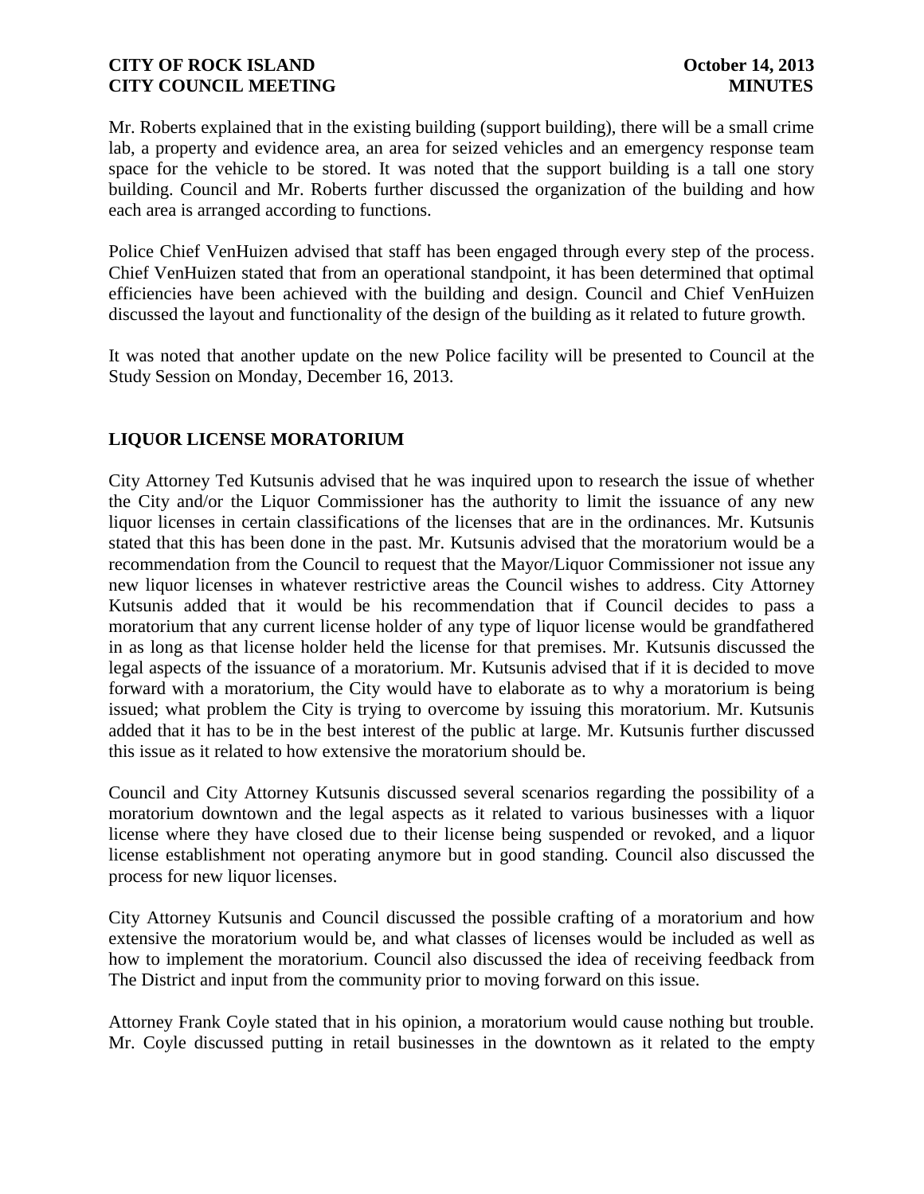Mr. Roberts explained that in the existing building (support building), there will be a small crime lab, a property and evidence area, an area for seized vehicles and an emergency response team space for the vehicle to be stored. It was noted that the support building is a tall one story building. Council and Mr. Roberts further discussed the organization of the building and how each area is arranged according to functions.

Police Chief VenHuizen advised that staff has been engaged through every step of the process. Chief VenHuizen stated that from an operational standpoint, it has been determined that optimal efficiencies have been achieved with the building and design. Council and Chief VenHuizen discussed the layout and functionality of the design of the building as it related to future growth.

It was noted that another update on the new Police facility will be presented to Council at the Study Session on Monday, December 16, 2013.

## LIQUOR LICENSE MORATORIUM

City Attorney Ted Kutsunis advised that he was inquired upon to research the issue of whether the City and/or the Liquor Commissioner has the authority to limit the issuance of any new liquor licenses in certain classifications of the licenses that are in the ordinances. Mr. Kutsunis stated that this has been done in the past. Mr. Kutsunis advised that the moratorium would be a recommendation from the Council to request that the Mayor/Liquor Commissioner not issue any new liquor licenses in whatever restrictive areas the Council wishes to address. City Attorney Kutsunis added that it would be his recommendation that if Council decides to pass a moratorium that any current license holder of any type of liquor license would be grandfathered in as long as that license holder held the license for that premises. Mr. Kutsunis discussed the legal aspects of the issuance of a moratorium. Mr. Kutsunis advised that if it is decided to move forward with a moratorium, the City would have to elaborate as to why a moratorium is being issued; what problem the City is trying to overcome by issuing this moratorium. Mr. Kutsunis added that it has to be in the best interest of the public at large. Mr. Kutsunis further discussed this issue as it related to how extensive the moratorium should be.

Council and City Attorney Kutsunis discussed several scenarios regarding the possibility of a moratorium downtown and the legal aspects as it related to various businesses with a liquor license where they have closed due to their license being suspended or revoked, and a liquor license establishment not operating anymore but in good standing. Council also discussed the process for new liquor licenses.

City Attorney Kutsunis and Council discussed the possible crafting of a moratorium and how extensive the moratorium would be, and what classes of licenses would be included as well as how to implement the moratorium. Council also discussed the idea of receiving feedback from The District and input from the community prior to moving forward on this issue.

Attorney Frank Coyle stated that in his opinion, a moratorium would cause nothing but trouble. Mr. Coyle discussed putting in retail businesses in the downtown as it related to the empty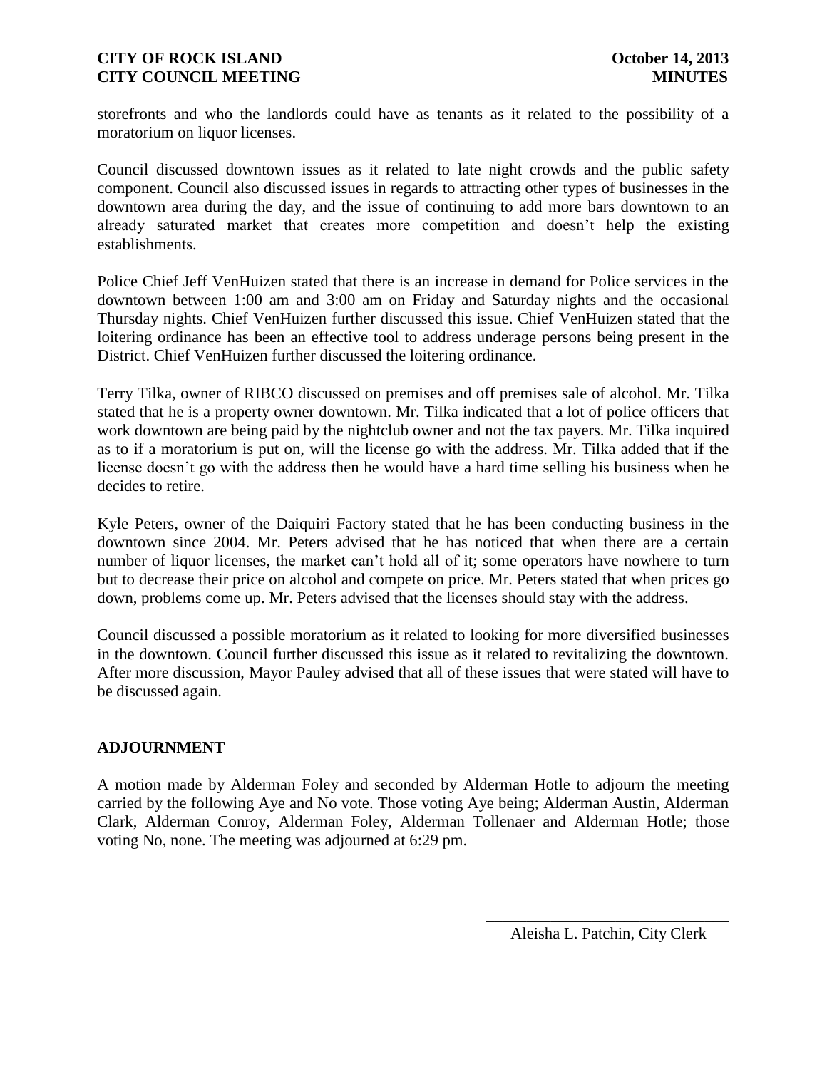storefronts and who the landlords could have as tenants as it related to the possibility of a moratorium on liquor licenses.

Council discussed downtown issues as it related to late night crowds and the public safety component. Council also discussed issues in regards to attracting other types of businesses in the downtown area during the day, and the issue of continuing to add more bars downtown to an already saturated market that creates more competition and doesn't help the existing establishments.

Police Chief Jeff VenHuizen stated that there is an increase in demand for Police services in the downtown between 1:00 am and 3:00 am on Friday and Saturday nights and the occasional Thursday nights. Chief VenHuizen further discussed this issue. Chief VenHuizen stated that the loitering ordinance has been an effective tool to address underage persons being present in the District. Chief VenHuizen further discussed the loitering ordinance.

Terry Tilka, owner of RIBCO discussed on premises and off premises sale of alcohol. Mr. Tilka stated that he is a property owner downtown. Mr. Tilka indicated that a lot of police officers that work downtown are being paid by the nightclub owner and not the tax payers. Mr. Tilka inquired as to if a moratorium is put on, will the license go with the address. Mr. Tilka added that if the license doesn't go with the address then he would have a hard time selling his business when he decides to retire.

Kyle Peters, owner of the Daiquiri Factory stated that he has been conducting business in the downtown since 2004. Mr. Peters advised that he has noticed that when there are a certain number of liquor licenses, the market can't hold all of it; some operators have nowhere to turn but to decrease their price on alcohol and compete on price. Mr. Peters stated that when prices go down, problems come up. Mr. Peters advised that the licenses should stay with the address.

Council discussed a possible moratorium as it related to looking for more diversified businesses in the downtown. Council further discussed this issue as it related to revitalizing the downtown. After more discussion, Mayor Pauley advised that all of these issues that were stated will have to be discussed again.

## ADJOURNMENT

A motion made by Alderman Foley and seconded by Alderman Hotle to adjourn the meeting carried by the following Aye and No vote. Those voting Aye being; Alderman Austin, Alderman Clark, Alderman Conroy, Alderman Foley, Alderman Tollenaer and Alderman Hotle; those voting No, none. The meeting was adjourned at 6:29 pm.

\_\_\_\_\_\_\_\_\_\_\_\_\_\_\_\_\_\_\_\_\_\_\_\_\_\_\_\_\_\_

Aleisha L. Patchin, City Clerk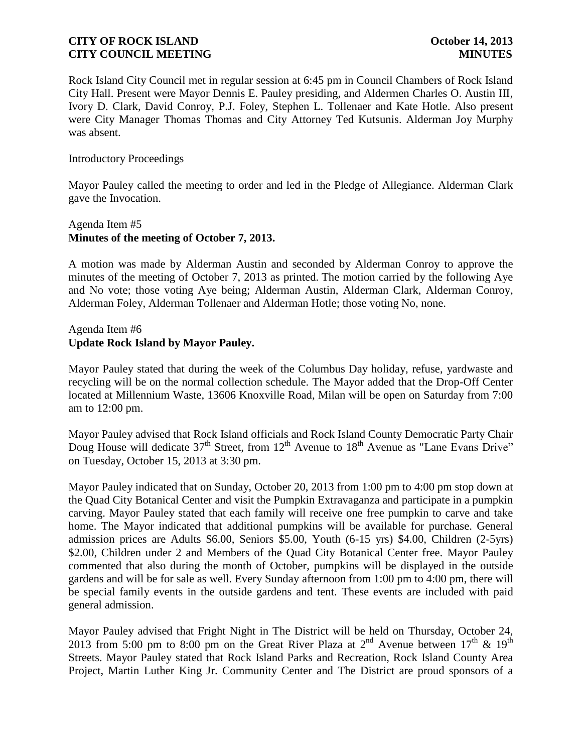Rock Island City Council met in regular session at 6:45 pm in Council Chambers of Rock Island City Hall. Present were Mayor Dennis E. Pauley presiding, and Aldermen Charles O. Austin III, Ivory D. Clark, David Conroy, P.J. Foley, Stephen L. Tollenaer and Kate Hotle. Also present were City Manager Thomas Thomas and City Attorney Ted Kutsunis. Alderman Joy Murphy was absent.

Introductory Proceedings

Mayor Pauley called the meeting to order and led in the Pledge of Allegiance. Alderman Clark gave the Invocation.

Agenda Item #5
**Minutes of the meeting of October 7, 2013.**

A motion was made by Alderman Austin and seconded by Alderman Conroy to approve the minutes of the meeting of October 7, 2013 as printed. The motion carried by the following Aye and No vote; those voting Aye being; Alderman Austin, Alderman Clark, Alderman Conroy, Alderman Foley, Alderman Tollenaer and Alderman Hotle; those voting No, none.

Agenda Item #6
**Update Rock Island by Mayor Pauley.**

Mayor Pauley stated that during the week of the Columbus Day holiday, refuse, yardwaste and recycling will be on the normal collection schedule. The Mayor added that the Drop-Off Center located at Millennium Waste, 13606 Knoxville Road, Milan will be open on Saturday from 7:00 am to 12:00 pm.

Mayor Pauley advised that Rock Island officials and Rock Island County Democratic Party Chair Doug House will dedicate 37th Street, from 12th Avenue to 18th Avenue as "Lane Evans Drive" on Tuesday, October 15, 2013 at 3:30 pm.

Mayor Pauley indicated that on Sunday, October 20, 2013 from 1:00 pm to 4:00 pm stop down at the Quad City Botanical Center and visit the Pumpkin Extravaganza and participate in a pumpkin carving. Mayor Pauley stated that each family will receive one free pumpkin to carve and take home. The Mayor indicated that additional pumpkins will be available for purchase. General admission prices are Adults $6.00, Seniors $5.00, Youth (6-15 yrs) $4.00, Children (2-5yrs) $2.00, Children under 2 and Members of the Quad City Botanical Center free. Mayor Pauley commented that also during the month of October, pumpkins will be displayed in the outside gardens and will be for sale as well. Every Sunday afternoon from 1:00 pm to 4:00 pm, there will be special family events in the outside gardens and tent. These events are included with paid general admission.

Mayor Pauley advised that Fright Night in The District will be held on Thursday, October 24, 2013 from 5:00 pm to 8:00 pm on the Great River Plaza at 2nd Avenue between 17th & 19th Streets. Mayor Pauley stated that Rock Island Parks and Recreation, Rock Island County Area Project, Martin Luther King Jr. Community Center and The District are proud sponsors of a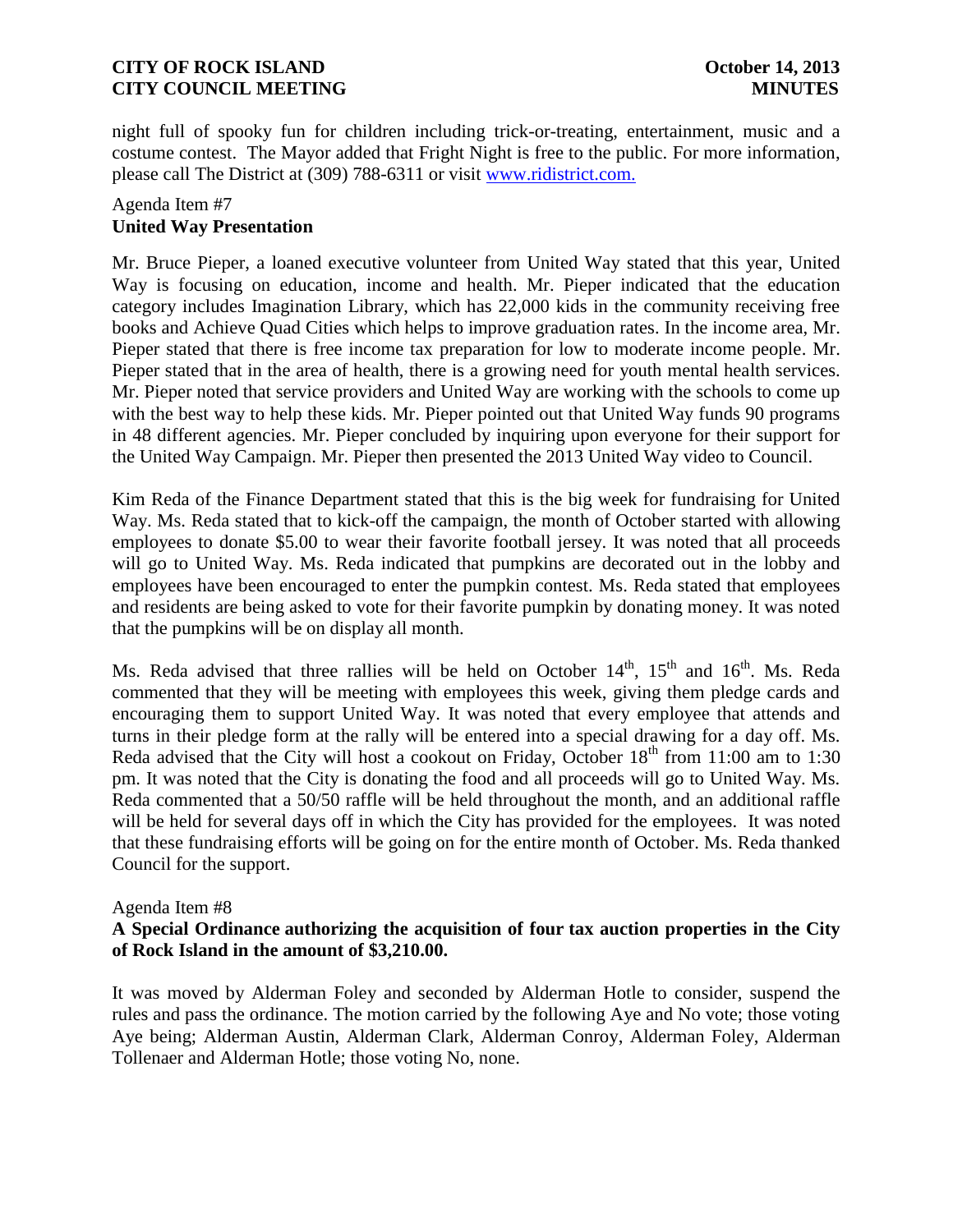night full of spooky fun for children including trick-or-treating, entertainment, music and a costume contest. The Mayor added that Fright Night is free to the public. For more information, please call The District at (309) 788-6311 or visit www.ridistrict.com.

Agenda Item #7
**United Way Presentation**

Mr. Bruce Pieper, a loaned executive volunteer from United Way stated that this year, United Way is focusing on education, income and health. Mr. Pieper indicated that the education category includes Imagination Library, which has 22,000 kids in the community receiving free books and Achieve Quad Cities which helps to improve graduation rates. In the income area, Mr. Pieper stated that there is free income tax preparation for low to moderate income people. Mr. Pieper stated that in the area of health, there is a growing need for youth mental health services. Mr. Pieper noted that service providers and United Way are working with the schools to come up with the best way to help these kids. Mr. Pieper pointed out that United Way funds 90 programs in 48 different agencies. Mr. Pieper concluded by inquiring upon everyone for their support for the United Way Campaign. Mr. Pieper then presented the 2013 United Way video to Council.

Kim Reda of the Finance Department stated that this is the big week for fundraising for United Way. Ms. Reda stated that to kick-off the campaign, the month of October started with allowing employees to donate $5.00 to wear their favorite football jersey. It was noted that all proceeds will go to United Way. Ms. Reda indicated that pumpkins are decorated out in the lobby and employees have been encouraged to enter the pumpkin contest. Ms. Reda stated that employees and residents are being asked to vote for their favorite pumpkin by donating money. It was noted that the pumpkins will be on display all month.

Ms. Reda advised that three rallies will be held on October 14th, 15th and 16th. Ms. Reda commented that they will be meeting with employees this week, giving them pledge cards and encouraging them to support United Way. It was noted that every employee that attends and turns in their pledge form at the rally will be entered into a special drawing for a day off. Ms. Reda advised that the City will host a cookout on Friday, October 18th from 11:00 am to 1:30 pm. It was noted that the City is donating the food and all proceeds will go to United Way. Ms. Reda commented that a 50/50 raffle will be held throughout the month, and an additional raffle will be held for several days off in which the City has provided for the employees. It was noted that these fundraising efforts will be going on for the entire month of October. Ms. Reda thanked Council for the support.

Agenda Item #8
**A Special Ordinance authorizing the acquisition of four tax auction properties in the City of Rock Island in the amount of $3,210.00.**

It was moved by Alderman Foley and seconded by Alderman Hotle to consider, suspend the rules and pass the ordinance. The motion carried by the following Aye and No vote; those voting Aye being; Alderman Austin, Alderman Clark, Alderman Conroy, Alderman Foley, Alderman Tollenaer and Alderman Hotle; those voting No, none.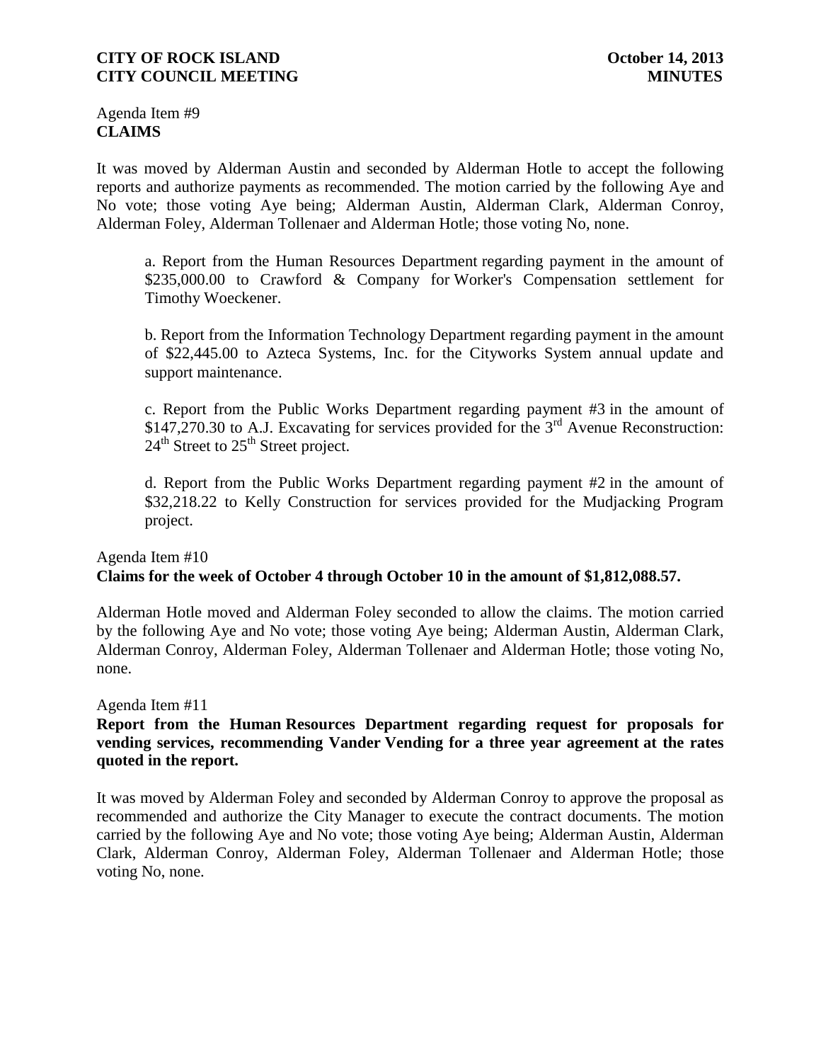Agenda Item #9
**CLAIMS**

It was moved by Alderman Austin and seconded by Alderman Hotle to accept the following reports and authorize payments as recommended. The motion carried by the following Aye and No vote; those voting Aye being; Alderman Austin, Alderman Clark, Alderman Conroy, Alderman Foley, Alderman Tollenaer and Alderman Hotle; those voting No, none.

a. Report from the Human Resources Department regarding payment in the amount of $235,000.00 to Crawford & Company for Worker's Compensation settlement for Timothy Woeckener.

b. Report from the Information Technology Department regarding payment in the amount of $22,445.00 to Azteca Systems, Inc. for the Cityworks System annual update and support maintenance.

c. Report from the Public Works Department regarding payment #3 in the amount of $147,270.30 to A.J. Excavating for services provided for the 3rd Avenue Reconstruction: 24th Street to 25th Street project.

d. Report from the Public Works Department regarding payment #2 in the amount of $32,218.22 to Kelly Construction for services provided for the Mudjacking Program project.

Agenda Item #10
**Claims for the week of October 4 through October 10 in the amount of $1,812,088.57.**

Alderman Hotle moved and Alderman Foley seconded to allow the claims. The motion carried by the following Aye and No vote; those voting Aye being; Alderman Austin, Alderman Clark, Alderman Conroy, Alderman Foley, Alderman Tollenaer and Alderman Hotle; those voting No, none.

Agenda Item #11
**Report from the Human Resources Department regarding request for proposals for vending services, recommending Vander Vending for a three year agreement at the rates quoted in the report.**

It was moved by Alderman Foley and seconded by Alderman Conroy to approve the proposal as recommended and authorize the City Manager to execute the contract documents. The motion carried by the following Aye and No vote; those voting Aye being; Alderman Austin, Alderman Clark, Alderman Conroy, Alderman Foley, Alderman Tollenaer and Alderman Hotle; those voting No, none.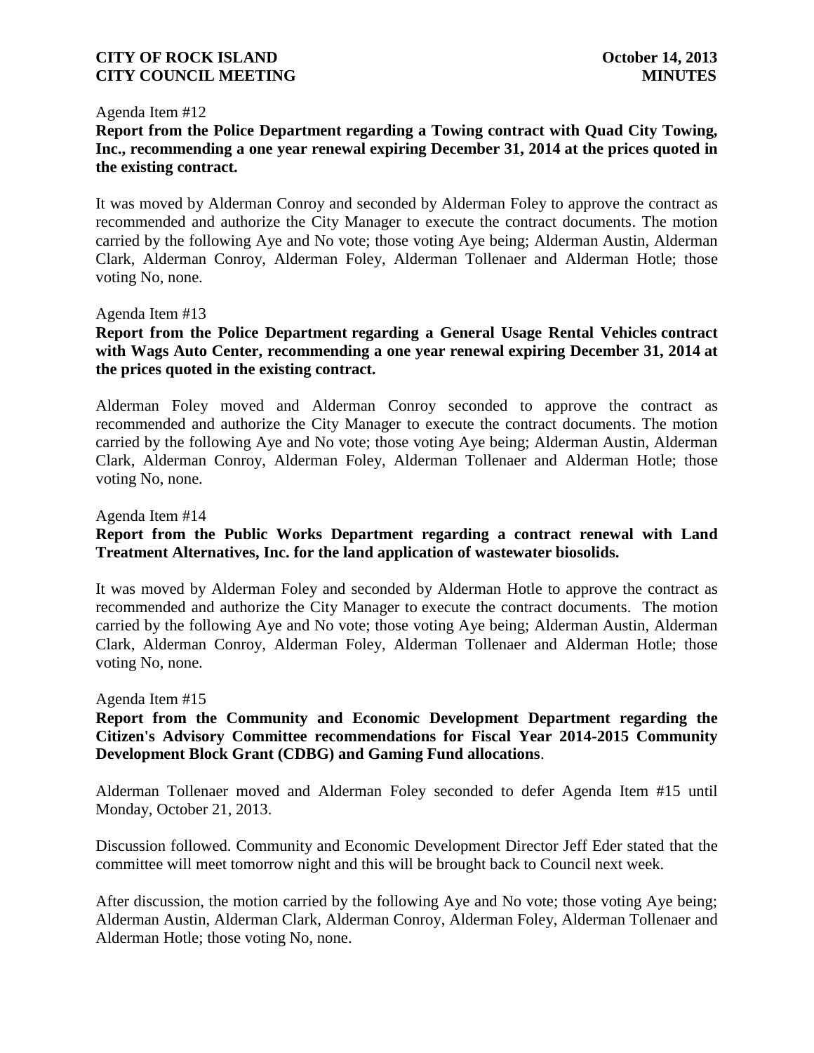Agenda Item #12

**Report from the Police Department regarding a Towing contract with Quad City Towing, Inc., recommending a one year renewal expiring December 31, 2014 at the prices quoted in the existing contract.**

It was moved by Alderman Conroy and seconded by Alderman Foley to approve the contract as recommended and authorize the City Manager to execute the contract documents. The motion carried by the following Aye and No vote; those voting Aye being; Alderman Austin, Alderman Clark, Alderman Conroy, Alderman Foley, Alderman Tollenaer and Alderman Hotle; those voting No, none.

Agenda Item #13

**Report from the Police Department regarding a General Usage Rental Vehicles contract with Wags Auto Center, recommending a one year renewal expiring December 31, 2014 at the prices quoted in the existing contract.**

Alderman Foley moved and Alderman Conroy seconded to approve the contract as recommended and authorize the City Manager to execute the contract documents. The motion carried by the following Aye and No vote; those voting Aye being; Alderman Austin, Alderman Clark, Alderman Conroy, Alderman Foley, Alderman Tollenaer and Alderman Hotle; those voting No, none.

Agenda Item #14

**Report from the Public Works Department regarding a contract renewal with Land Treatment Alternatives, Inc. for the land application of wastewater biosolids.**

It was moved by Alderman Foley and seconded by Alderman Hotle to approve the contract as recommended and authorize the City Manager to execute the contract documents. The motion carried by the following Aye and No vote; those voting Aye being; Alderman Austin, Alderman Clark, Alderman Conroy, Alderman Foley, Alderman Tollenaer and Alderman Hotle; those voting No, none.

Agenda Item #15

**Report from the Community and Economic Development Department regarding the Citizen's Advisory Committee recommendations for Fiscal Year 2014-2015 Community Development Block Grant (CDBG) and Gaming Fund allocations**.

Alderman Tollenaer moved and Alderman Foley seconded to defer Agenda Item #15 until Monday, October 21, 2013.

Discussion followed. Community and Economic Development Director Jeff Eder stated that the committee will meet tomorrow night and this will be brought back to Council next week.

After discussion, the motion carried by the following Aye and No vote; those voting Aye being; Alderman Austin, Alderman Clark, Alderman Conroy, Alderman Foley, Alderman Tollenaer and Alderman Hotle; those voting No, none.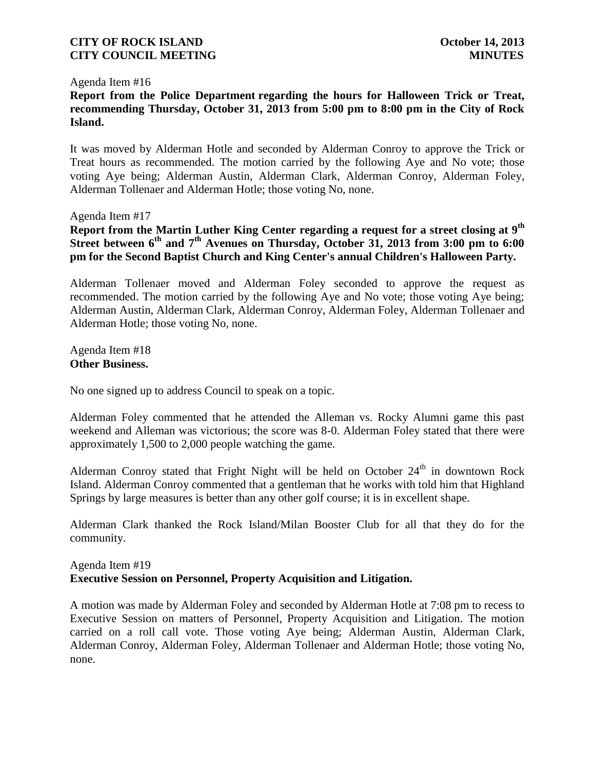Agenda Item #16

**Report from the Police Department regarding the hours for Halloween Trick or Treat, recommending Thursday, October 31, 2013 from 5:00 pm to 8:00 pm in the City of Rock Island.**

It was moved by Alderman Hotle and seconded by Alderman Conroy to approve the Trick or Treat hours as recommended. The motion carried by the following Aye and No vote; those voting Aye being; Alderman Austin, Alderman Clark, Alderman Conroy, Alderman Foley, Alderman Tollenaer and Alderman Hotle; those voting No, none.

Agenda Item #17

**Report from the Martin Luther King Center regarding a request for a street closing at 9th Street between 6th and 7th Avenues on Thursday, October 31, 2013 from 3:00 pm to 6:00 pm for the Second Baptist Church and King Center's annual Children's Halloween Party.**

Alderman Tollenaer moved and Alderman Foley seconded to approve the request as recommended. The motion carried by the following Aye and No vote; those voting Aye being; Alderman Austin, Alderman Clark, Alderman Conroy, Alderman Foley, Alderman Tollenaer and Alderman Hotle; those voting No, none.

Agenda Item #18

**Other Business.**

No one signed up to address Council to speak on a topic.

Alderman Foley commented that he attended the Alleman vs. Rocky Alumni game this past weekend and Alleman was victorious; the score was 8-0. Alderman Foley stated that there were approximately 1,500 to 2,000 people watching the game.

Alderman Conroy stated that Fright Night will be held on October 24th in downtown Rock Island. Alderman Conroy commented that a gentleman that he works with told him that Highland Springs by large measures is better than any other golf course; it is in excellent shape.

Alderman Clark thanked the Rock Island/Milan Booster Club for all that they do for the community.

Agenda Item #19

**Executive Session on Personnel, Property Acquisition and Litigation.**

A motion was made by Alderman Foley and seconded by Alderman Hotle at 7:08 pm to recess to Executive Session on matters of Personnel, Property Acquisition and Litigation. The motion carried on a roll call vote. Those voting Aye being; Alderman Austin, Alderman Clark, Alderman Conroy, Alderman Foley, Alderman Tollenaer and Alderman Hotle; those voting No, none.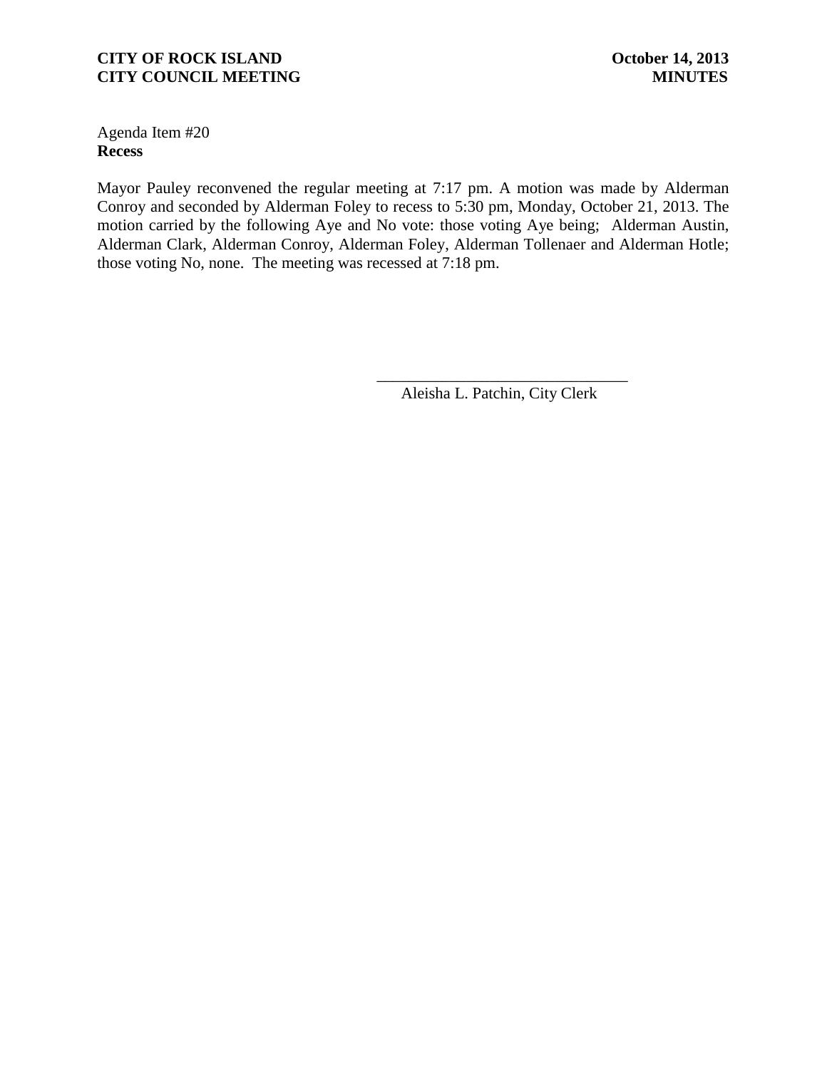Agenda Item #20
**Recess**

Mayor Pauley reconvened the regular meeting at 7:17 pm. A motion was made by Alderman Conroy and seconded by Alderman Foley to recess to 5:30 pm, Monday, October 21, 2013. The motion carried by the following Aye and No vote: those voting Aye being; Alderman Austin, Alderman Clark, Alderman Conroy, Alderman Foley, Alderman Tollenaer and Alderman Hotle; those voting No, none. The meeting was recessed at 7:18 pm.

_______________________________
Aleisha L. Patchin, City Clerk